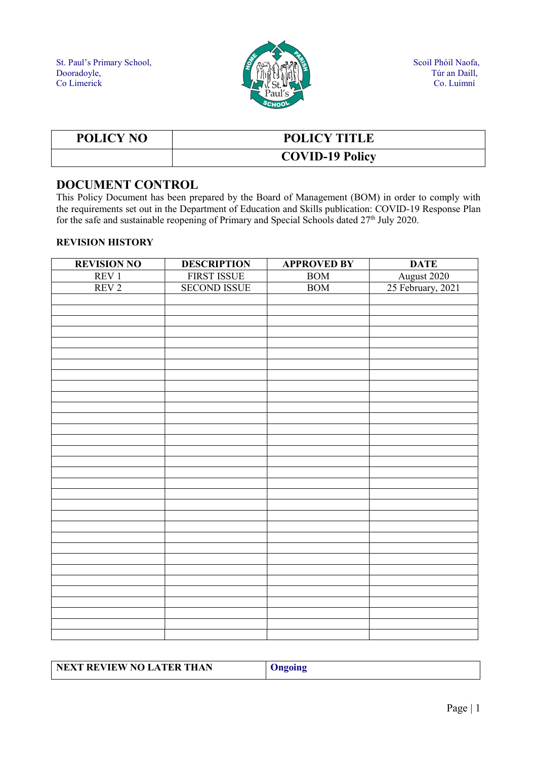St. Paul's Primary School,
Dooradoyle,
Co Limerick

Scoil Phóil Naofa,
Túr an Daill,
Co. Luimní

| POLICY NO | POLICY TITLE |
| --- | --- |
| | **COVID-19 Policy** |

## DOCUMENT CONTROL

This Policy Document has been prepared by the Board of Management (BOM) in order to comply with the requirements set out in the Department of Education and Skills publication: COVID-19 Response Plan for the safe and sustainable reopening of Primary and Special Schools dated 27th July 2020.

### REVISION HISTORY

| REVISION NO | DESCRIPTION | APPROVED BY | DATE |
| --- | --- | --- | --- |
| REV 1 | FIRST ISSUE | BOM | August 2020 |
| REV 2 | SECOND ISSUE | BOM | 25 February, 2021 |

| NEXT REVIEW NO LATER THAN | **Ongoing** |
| --- | --- |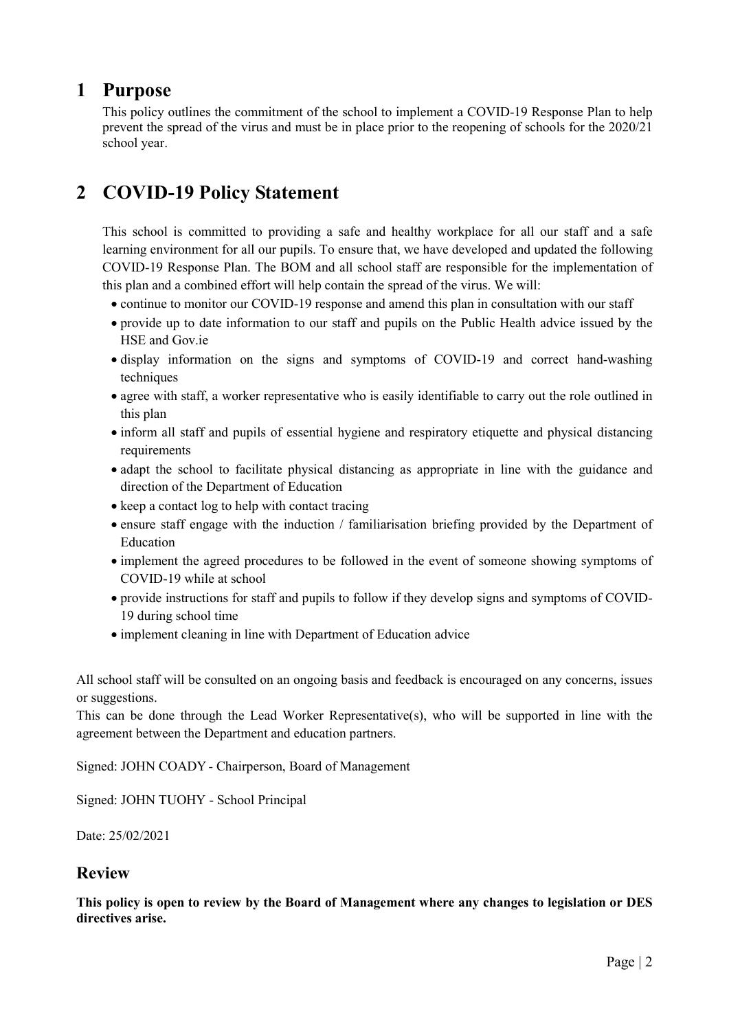# 1 Purpose

This policy outlines the commitment of the school to implement a COVID-19 Response Plan to help prevent the spread of the virus and must be in place prior to the reopening of schools for the 2020/21 school year.

# 2 COVID-19 Policy Statement

This school is committed to providing a safe and healthy workplace for all our staff and a safe learning environment for all our pupils. To ensure that, we have developed and updated the following COVID-19 Response Plan. The BOM and all school staff are responsible for the implementation of this plan and a combined effort will help contain the spread of the virus. We will:

- continue to monitor our COVID-19 response and amend this plan in consultation with our staff
- provide up to date information to our staff and pupils on the Public Health advice issued by the HSE and Gov.ie
- display information on the signs and symptoms of COVID-19 and correct hand-washing techniques
- agree with staff, a worker representative who is easily identifiable to carry out the role outlined in this plan
- inform all staff and pupils of essential hygiene and respiratory etiquette and physical distancing requirements
- adapt the school to facilitate physical distancing as appropriate in line with the guidance and direction of the Department of Education
- keep a contact log to help with contact tracing
- ensure staff engage with the induction / familiarisation briefing provided by the Department of Education
- implement the agreed procedures to be followed in the event of someone showing symptoms of COVID-19 while at school
- provide instructions for staff and pupils to follow if they develop signs and symptoms of COVID-19 during school time
- implement cleaning in line with Department of Education advice

All school staff will be consulted on an ongoing basis and feedback is encouraged on any concerns, issues or suggestions.

This can be done through the Lead Worker Representative(s), who will be supported in line with the agreement between the Department and education partners.

Signed: JOHN COADY - Chairperson, Board of Management

Signed: JOHN TUOHY - School Principal

Date: 25/02/2021

## Review

**This policy is open to review by the Board of Management where any changes to legislation or DES directives arise.**